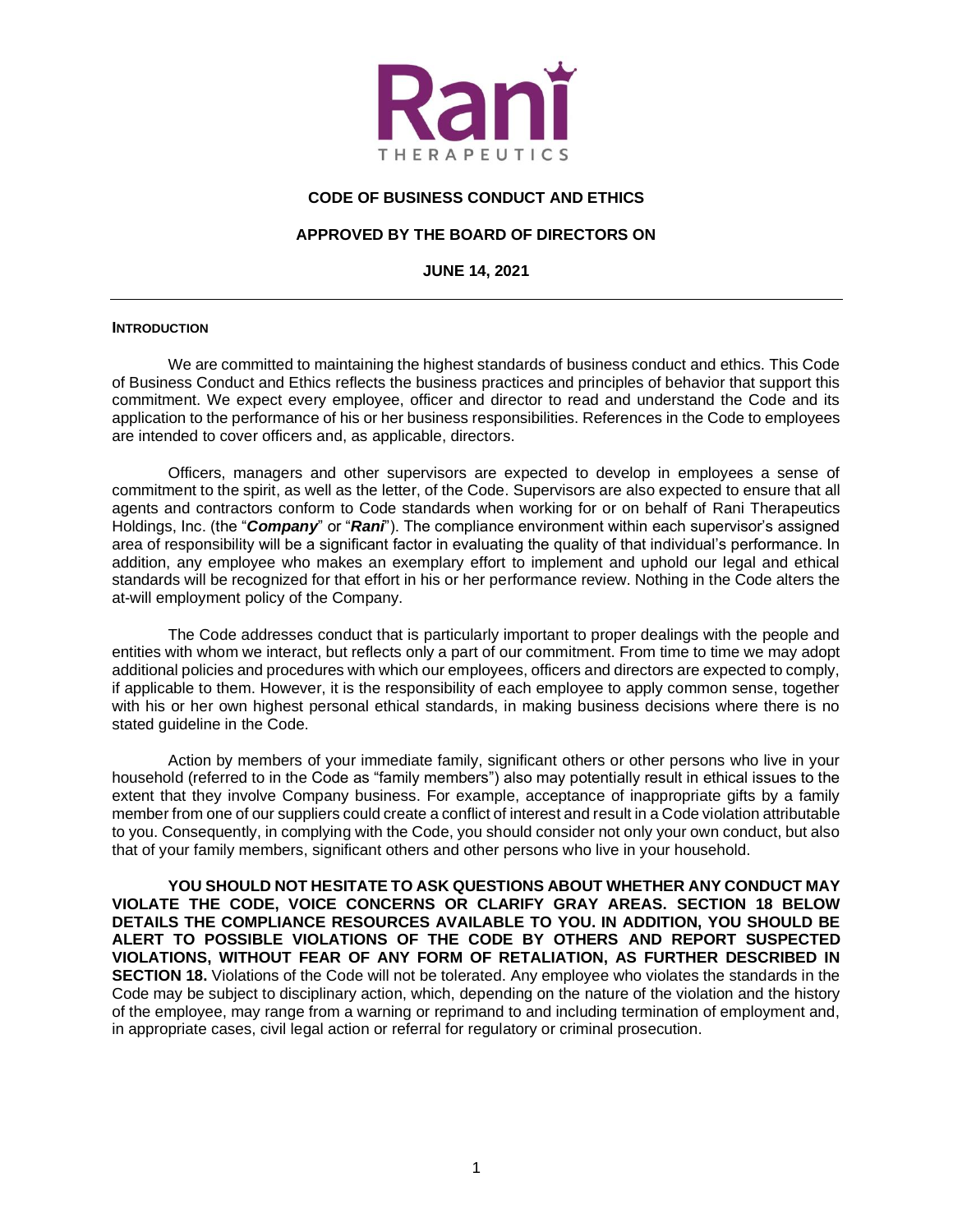# CODE OF BUSINESS CONDUCT AND ETHICS

## APPROVED BY THE BOARD OF DIRECTORS ON

## JUNE 14, 2021

---

### INTRODUCTION

We are committed to maintaining the highest standards of business conduct and ethics. This Code of Business Conduct and Ethics reflects the business practices and principles of behavior that support this commitment. We expect every employee, officer and director to read and understand the Code and its application to the performance of his or her business responsibilities. References in the Code to employees are intended to cover officers and, as applicable, directors.

Officers, managers and other supervisors are expected to develop in employees a sense of commitment to the spirit, as well as the letter, of the Code. Supervisors are also expected to ensure that all agents and contractors conform to Code standards when working for or on behalf of Rani Therapeutics Holdings, Inc. (the "***Company***" or "***Rani***"). The compliance environment within each supervisor's assigned area of responsibility will be a significant factor in evaluating the quality of that individual's performance. In addition, any employee who makes an exemplary effort to implement and uphold our legal and ethical standards will be recognized for that effort in his or her performance review. Nothing in the Code alters the at-will employment policy of the Company.

The Code addresses conduct that is particularly important to proper dealings with the people and entities with whom we interact, but reflects only a part of our commitment. From time to time we may adopt additional policies and procedures with which our employees, officers and directors are expected to comply, if applicable to them. However, it is the responsibility of each employee to apply common sense, together with his or her own highest personal ethical standards, in making business decisions where there is no stated guideline in the Code.

Action by members of your immediate family, significant others or other persons who live in your household (referred to in the Code as "family members") also may potentially result in ethical issues to the extent that they involve Company business. For example, acceptance of inappropriate gifts by a family member from one of our suppliers could create a conflict of interest and result in a Code violation attributable to you. Consequently, in complying with the Code, you should consider not only your own conduct, but also that of your family members, significant others and other persons who live in your household.

**YOU SHOULD NOT HESITATE TO ASK QUESTIONS ABOUT WHETHER ANY CONDUCT MAY VIOLATE THE CODE, VOICE CONCERNS OR CLARIFY GRAY AREAS. SECTION 18 BELOW DETAILS THE COMPLIANCE RESOURCES AVAILABLE TO YOU. IN ADDITION, YOU SHOULD BE ALERT TO POSSIBLE VIOLATIONS OF THE CODE BY OTHERS AND REPORT SUSPECTED VIOLATIONS, WITHOUT FEAR OF ANY FORM OF RETALIATION, AS FURTHER DESCRIBED IN SECTION 18.** Violations of the Code will not be tolerated. Any employee who violates the standards in the Code may be subject to disciplinary action, which, depending on the nature of the violation and the history of the employee, may range from a warning or reprimand to and including termination of employment and, in appropriate cases, civil legal action or referral for regulatory or criminal prosecution.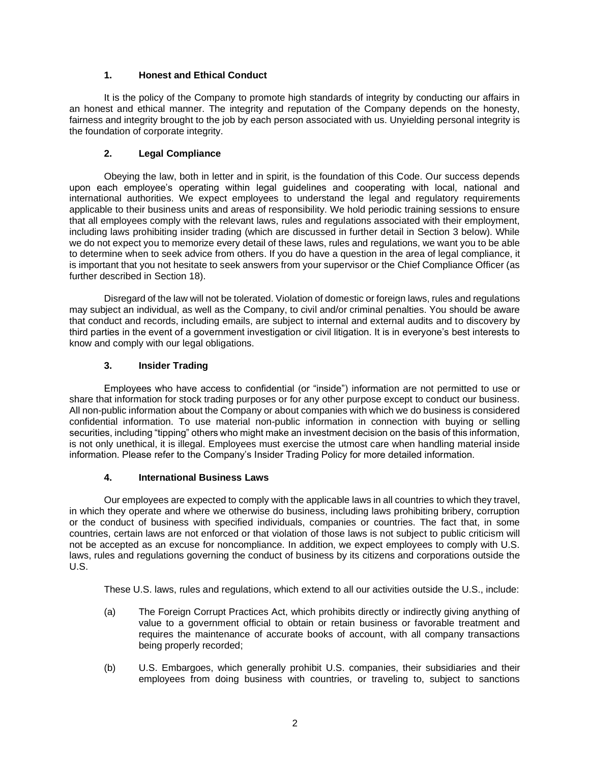## 1. Honest and Ethical Conduct

It is the policy of the Company to promote high standards of integrity by conducting our affairs in an honest and ethical manner. The integrity and reputation of the Company depends on the honesty, fairness and integrity brought to the job by each person associated with us. Unyielding personal integrity is the foundation of corporate integrity.

## 2. Legal Compliance

Obeying the law, both in letter and in spirit, is the foundation of this Code. Our success depends upon each employee's operating within legal guidelines and cooperating with local, national and international authorities. We expect employees to understand the legal and regulatory requirements applicable to their business units and areas of responsibility. We hold periodic training sessions to ensure that all employees comply with the relevant laws, rules and regulations associated with their employment, including laws prohibiting insider trading (which are discussed in further detail in Section 3 below). While we do not expect you to memorize every detail of these laws, rules and regulations, we want you to be able to determine when to seek advice from others. If you do have a question in the area of legal compliance, it is important that you not hesitate to seek answers from your supervisor or the Chief Compliance Officer (as further described in Section 18).

Disregard of the law will not be tolerated. Violation of domestic or foreign laws, rules and regulations may subject an individual, as well as the Company, to civil and/or criminal penalties. You should be aware that conduct and records, including emails, are subject to internal and external audits and to discovery by third parties in the event of a government investigation or civil litigation. It is in everyone's best interests to know and comply with our legal obligations.

## 3. Insider Trading

Employees who have access to confidential (or "inside") information are not permitted to use or share that information for stock trading purposes or for any other purpose except to conduct our business. All non-public information about the Company or about companies with which we do business is considered confidential information. To use material non-public information in connection with buying or selling securities, including "tipping" others who might make an investment decision on the basis of this information, is not only unethical, it is illegal. Employees must exercise the utmost care when handling material inside information. Please refer to the Company's Insider Trading Policy for more detailed information.

## 4. International Business Laws

Our employees are expected to comply with the applicable laws in all countries to which they travel, in which they operate and where we otherwise do business, including laws prohibiting bribery, corruption or the conduct of business with specified individuals, companies or countries. The fact that, in some countries, certain laws are not enforced or that violation of those laws is not subject to public criticism will not be accepted as an excuse for noncompliance. In addition, we expect employees to comply with U.S. laws, rules and regulations governing the conduct of business by its citizens and corporations outside the U.S.

These U.S. laws, rules and regulations, which extend to all our activities outside the U.S., include:

(a) The Foreign Corrupt Practices Act, which prohibits directly or indirectly giving anything of value to a government official to obtain or retain business or favorable treatment and requires the maintenance of accurate books of account, with all company transactions being properly recorded;

(b) U.S. Embargoes, which generally prohibit U.S. companies, their subsidiaries and their employees from doing business with countries, or traveling to, subject to sanctions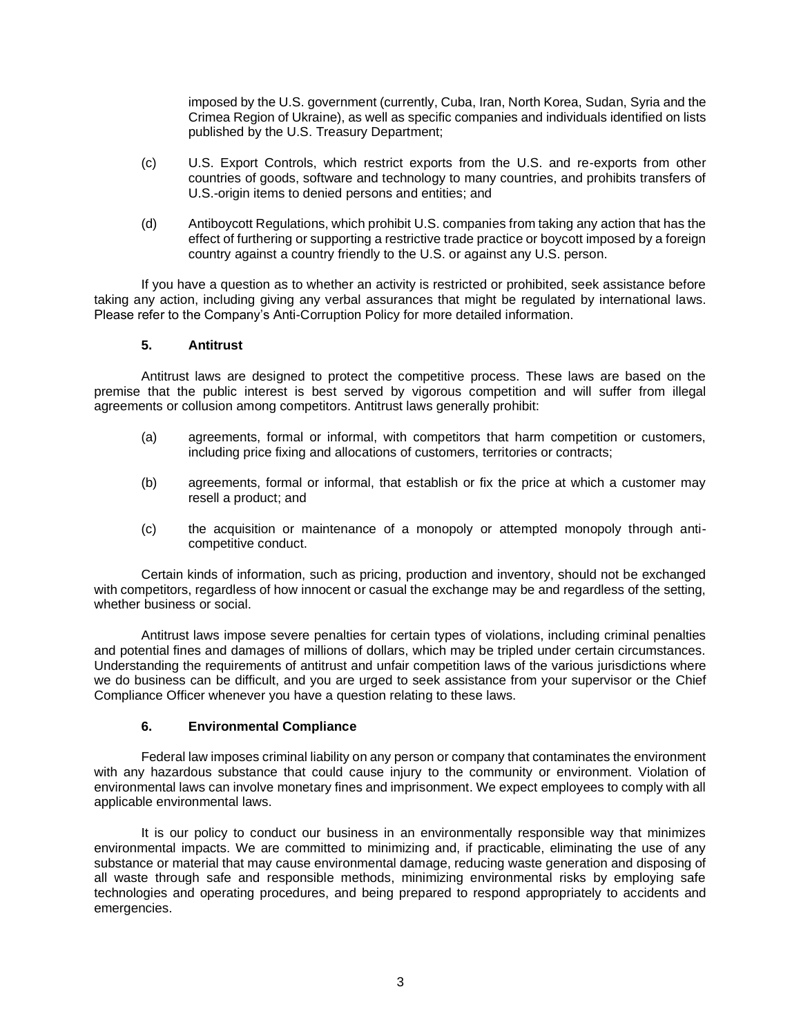imposed by the U.S. government (currently, Cuba, Iran, North Korea, Sudan, Syria and the Crimea Region of Ukraine), as well as specific companies and individuals identified on lists published by the U.S. Treasury Department;

(c) U.S. Export Controls, which restrict exports from the U.S. and re-exports from other countries of goods, software and technology to many countries, and prohibits transfers of U.S.-origin items to denied persons and entities; and

(d) Antiboycott Regulations, which prohibit U.S. companies from taking any action that has the effect of furthering or supporting a restrictive trade practice or boycott imposed by a foreign country against a country friendly to the U.S. or against any U.S. person.

If you have a question as to whether an activity is restricted or prohibited, seek assistance before taking any action, including giving any verbal assurances that might be regulated by international laws. Please refer to the Company's Anti-Corruption Policy for more detailed information.

### 5. Antitrust

Antitrust laws are designed to protect the competitive process. These laws are based on the premise that the public interest is best served by vigorous competition and will suffer from illegal agreements or collusion among competitors. Antitrust laws generally prohibit:

(a) agreements, formal or informal, with competitors that harm competition or customers, including price fixing and allocations of customers, territories or contracts;

(b) agreements, formal or informal, that establish or fix the price at which a customer may resell a product; and

(c) the acquisition or maintenance of a monopoly or attempted monopoly through anti-competitive conduct.

Certain kinds of information, such as pricing, production and inventory, should not be exchanged with competitors, regardless of how innocent or casual the exchange may be and regardless of the setting, whether business or social.

Antitrust laws impose severe penalties for certain types of violations, including criminal penalties and potential fines and damages of millions of dollars, which may be tripled under certain circumstances. Understanding the requirements of antitrust and unfair competition laws of the various jurisdictions where we do business can be difficult, and you are urged to seek assistance from your supervisor or the Chief Compliance Officer whenever you have a question relating to these laws.

### 6. Environmental Compliance

Federal law imposes criminal liability on any person or company that contaminates the environment with any hazardous substance that could cause injury to the community or environment. Violation of environmental laws can involve monetary fines and imprisonment. We expect employees to comply with all applicable environmental laws.

It is our policy to conduct our business in an environmentally responsible way that minimizes environmental impacts. We are committed to minimizing and, if practicable, eliminating the use of any substance or material that may cause environmental damage, reducing waste generation and disposing of all waste through safe and responsible methods, minimizing environmental risks by employing safe technologies and operating procedures, and being prepared to respond appropriately to accidents and emergencies.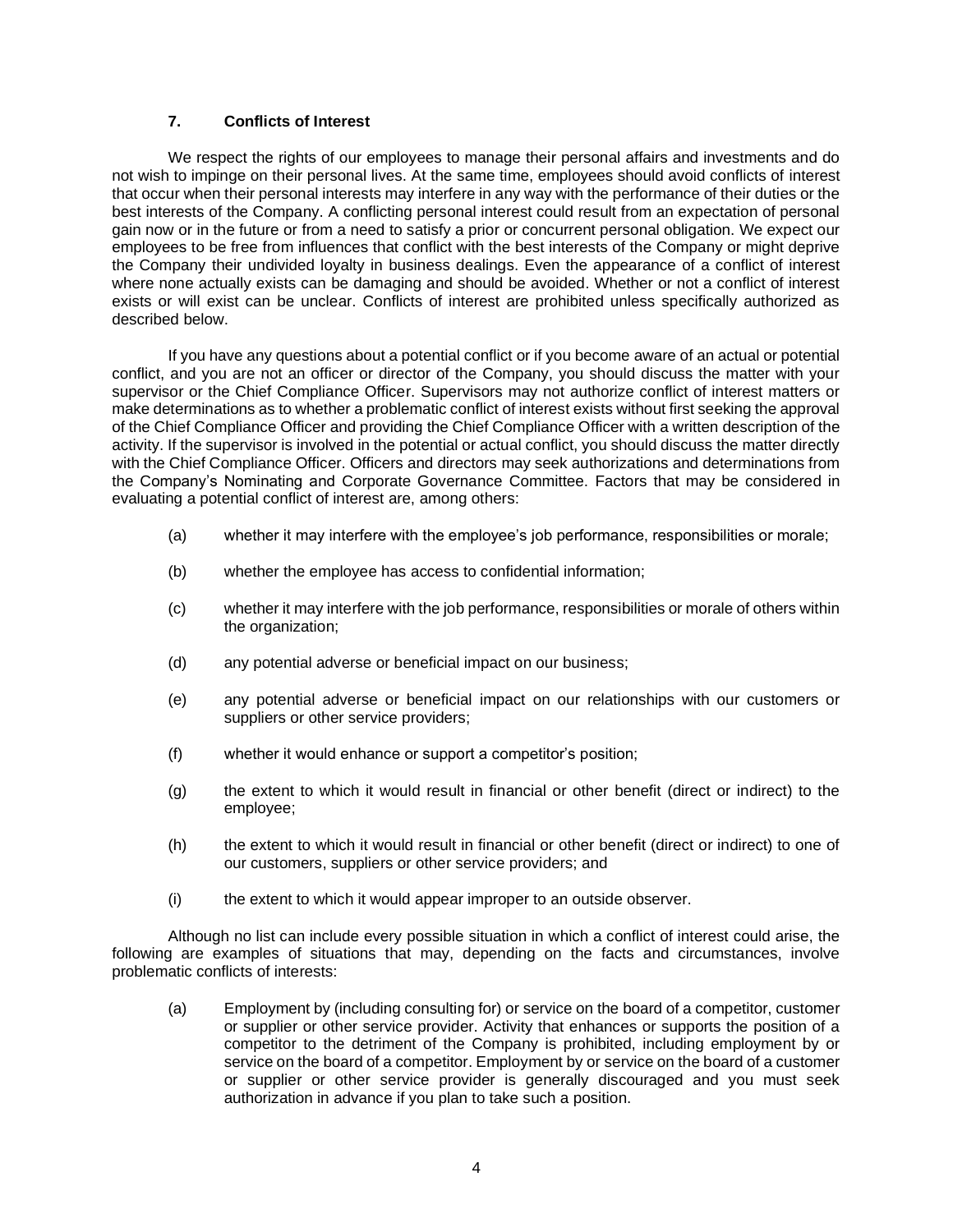## 7. Conflicts of Interest

We respect the rights of our employees to manage their personal affairs and investments and do not wish to impinge on their personal lives. At the same time, employees should avoid conflicts of interest that occur when their personal interests may interfere in any way with the performance of their duties or the best interests of the Company. A conflicting personal interest could result from an expectation of personal gain now or in the future or from a need to satisfy a prior or concurrent personal obligation. We expect our employees to be free from influences that conflict with the best interests of the Company or might deprive the Company their undivided loyalty in business dealings. Even the appearance of a conflict of interest where none actually exists can be damaging and should be avoided. Whether or not a conflict of interest exists or will exist can be unclear. Conflicts of interest are prohibited unless specifically authorized as described below.

If you have any questions about a potential conflict or if you become aware of an actual or potential conflict, and you are not an officer or director of the Company, you should discuss the matter with your supervisor or the Chief Compliance Officer. Supervisors may not authorize conflict of interest matters or make determinations as to whether a problematic conflict of interest exists without first seeking the approval of the Chief Compliance Officer and providing the Chief Compliance Officer with a written description of the activity. If the supervisor is involved in the potential or actual conflict, you should discuss the matter directly with the Chief Compliance Officer. Officers and directors may seek authorizations and determinations from the Company's Nominating and Corporate Governance Committee. Factors that may be considered in evaluating a potential conflict of interest are, among others:

(a) whether it may interfere with the employee's job performance, responsibilities or morale;

(b) whether the employee has access to confidential information;

(c) whether it may interfere with the job performance, responsibilities or morale of others within the organization;

(d) any potential adverse or beneficial impact on our business;

(e) any potential adverse or beneficial impact on our relationships with our customers or suppliers or other service providers;

(f) whether it would enhance or support a competitor's position;

(g) the extent to which it would result in financial or other benefit (direct or indirect) to the employee;

(h) the extent to which it would result in financial or other benefit (direct or indirect) to one of our customers, suppliers or other service providers; and

(i) the extent to which it would appear improper to an outside observer.

Although no list can include every possible situation in which a conflict of interest could arise, the following are examples of situations that may, depending on the facts and circumstances, involve problematic conflicts of interests:

(a) Employment by (including consulting for) or service on the board of a competitor, customer or supplier or other service provider. Activity that enhances or supports the position of a competitor to the detriment of the Company is prohibited, including employment by or service on the board of a competitor. Employment by or service on the board of a customer or supplier or other service provider is generally discouraged and you must seek authorization in advance if you plan to take such a position.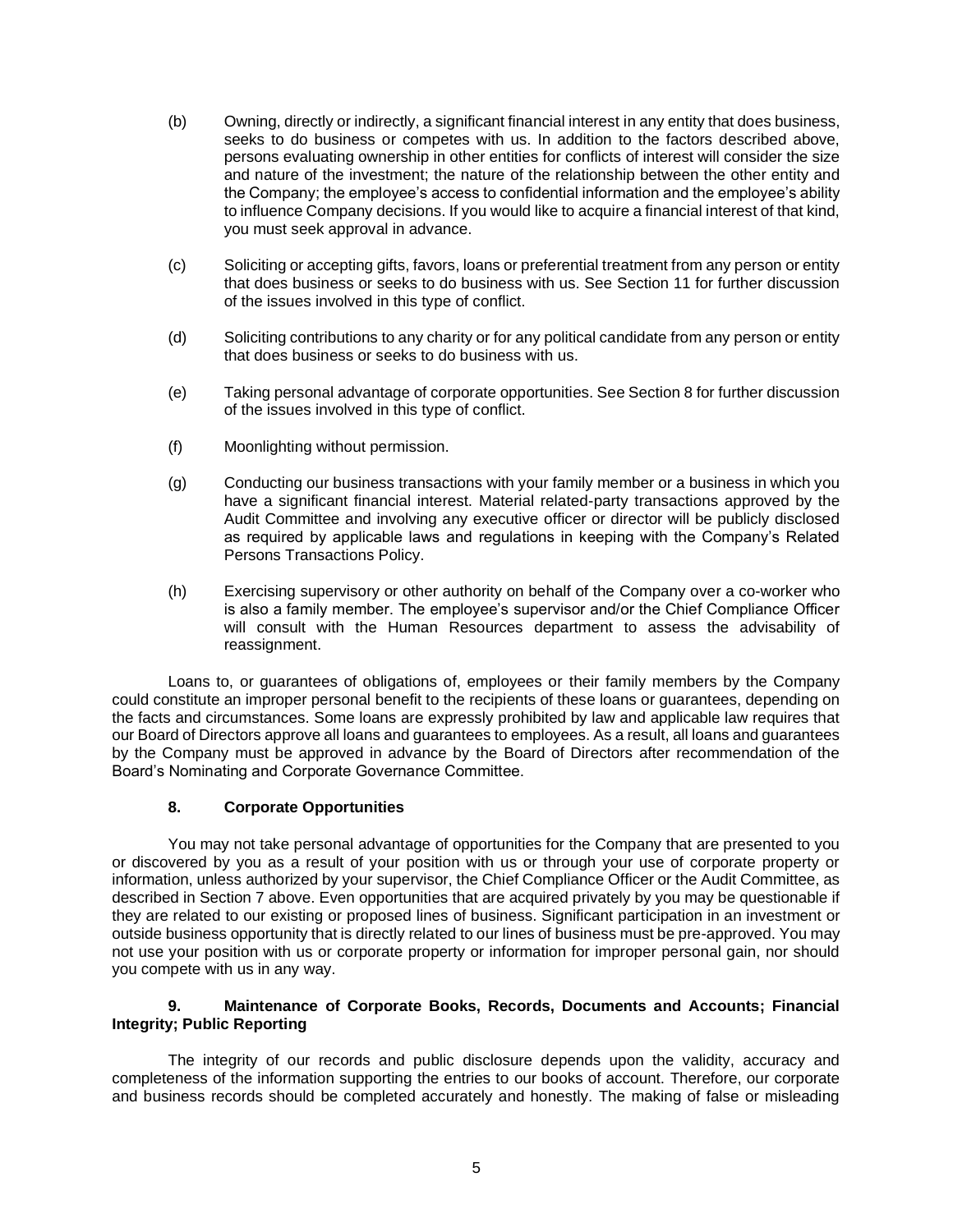(b) Owning, directly or indirectly, a significant financial interest in any entity that does business, seeks to do business or competes with us. In addition to the factors described above, persons evaluating ownership in other entities for conflicts of interest will consider the size and nature of the investment; the nature of the relationship between the other entity and the Company; the employee's access to confidential information and the employee's ability to influence Company decisions. If you would like to acquire a financial interest of that kind, you must seek approval in advance.

(c) Soliciting or accepting gifts, favors, loans or preferential treatment from any person or entity that does business or seeks to do business with us. See Section 11 for further discussion of the issues involved in this type of conflict.

(d) Soliciting contributions to any charity or for any political candidate from any person or entity that does business or seeks to do business with us.

(e) Taking personal advantage of corporate opportunities. See Section 8 for further discussion of the issues involved in this type of conflict.

(f) Moonlighting without permission.

(g) Conducting our business transactions with your family member or a business in which you have a significant financial interest. Material related-party transactions approved by the Audit Committee and involving any executive officer or director will be publicly disclosed as required by applicable laws and regulations in keeping with the Company's Related Persons Transactions Policy.

(h) Exercising supervisory or other authority on behalf of the Company over a co-worker who is also a family member. The employee's supervisor and/or the Chief Compliance Officer will consult with the Human Resources department to assess the advisability of reassignment.

Loans to, or guarantees of obligations of, employees or their family members by the Company could constitute an improper personal benefit to the recipients of these loans or guarantees, depending on the facts and circumstances. Some loans are expressly prohibited by law and applicable law requires that our Board of Directors approve all loans and guarantees to employees. As a result, all loans and guarantees by the Company must be approved in advance by the Board of Directors after recommendation of the Board's Nominating and Corporate Governance Committee.

## 8. Corporate Opportunities

You may not take personal advantage of opportunities for the Company that are presented to you or discovered by you as a result of your position with us or through your use of corporate property or information, unless authorized by your supervisor, the Chief Compliance Officer or the Audit Committee, as described in Section 7 above. Even opportunities that are acquired privately by you may be questionable if they are related to our existing or proposed lines of business. Significant participation in an investment or outside business opportunity that is directly related to our lines of business must be pre-approved. You may not use your position with us or corporate property or information for improper personal gain, nor should you compete with us in any way.

## 9. Maintenance of Corporate Books, Records, Documents and Accounts; Financial Integrity; Public Reporting

The integrity of our records and public disclosure depends upon the validity, accuracy and completeness of the information supporting the entries to our books of account. Therefore, our corporate and business records should be completed accurately and honestly. The making of false or misleading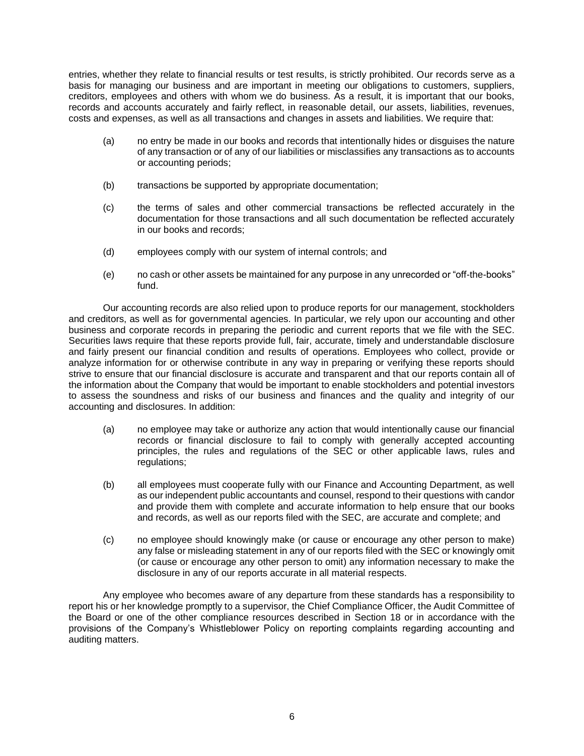entries, whether they relate to financial results or test results, is strictly prohibited. Our records serve as a basis for managing our business and are important in meeting our obligations to customers, suppliers, creditors, employees and others with whom we do business. As a result, it is important that our books, records and accounts accurately and fairly reflect, in reasonable detail, our assets, liabilities, revenues, costs and expenses, as well as all transactions and changes in assets and liabilities. We require that:

(a) no entry be made in our books and records that intentionally hides or disguises the nature of any transaction or of any of our liabilities or misclassifies any transactions as to accounts or accounting periods;

(b) transactions be supported by appropriate documentation;

(c) the terms of sales and other commercial transactions be reflected accurately in the documentation for those transactions and all such documentation be reflected accurately in our books and records;

(d) employees comply with our system of internal controls; and

(e) no cash or other assets be maintained for any purpose in any unrecorded or "off-the-books" fund.

Our accounting records are also relied upon to produce reports for our management, stockholders and creditors, as well as for governmental agencies. In particular, we rely upon our accounting and other business and corporate records in preparing the periodic and current reports that we file with the SEC. Securities laws require that these reports provide full, fair, accurate, timely and understandable disclosure and fairly present our financial condition and results of operations. Employees who collect, provide or analyze information for or otherwise contribute in any way in preparing or verifying these reports should strive to ensure that our financial disclosure is accurate and transparent and that our reports contain all of the information about the Company that would be important to enable stockholders and potential investors to assess the soundness and risks of our business and finances and the quality and integrity of our accounting and disclosures. In addition:

(a) no employee may take or authorize any action that would intentionally cause our financial records or financial disclosure to fail to comply with generally accepted accounting principles, the rules and regulations of the SEC or other applicable laws, rules and regulations;

(b) all employees must cooperate fully with our Finance and Accounting Department, as well as our independent public accountants and counsel, respond to their questions with candor and provide them with complete and accurate information to help ensure that our books and records, as well as our reports filed with the SEC, are accurate and complete; and

(c) no employee should knowingly make (or cause or encourage any other person to make) any false or misleading statement in any of our reports filed with the SEC or knowingly omit (or cause or encourage any other person to omit) any information necessary to make the disclosure in any of our reports accurate in all material respects.

Any employee who becomes aware of any departure from these standards has a responsibility to report his or her knowledge promptly to a supervisor, the Chief Compliance Officer, the Audit Committee of the Board or one of the other compliance resources described in Section 18 or in accordance with the provisions of the Company's Whistleblower Policy on reporting complaints regarding accounting and auditing matters.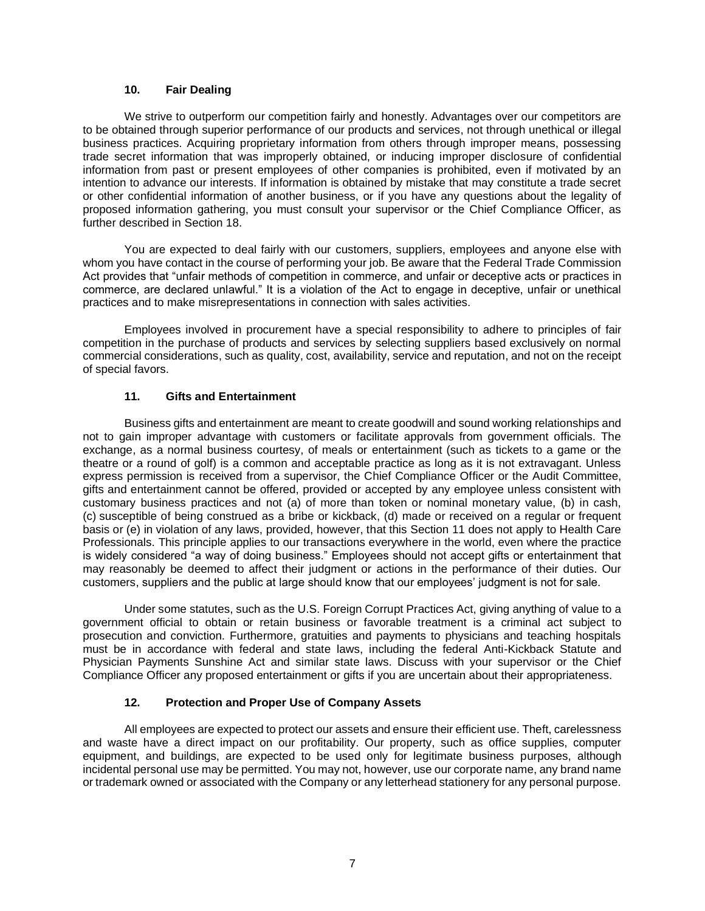### 10. Fair Dealing

We strive to outperform our competition fairly and honestly. Advantages over our competitors are to be obtained through superior performance of our products and services, not through unethical or illegal business practices. Acquiring proprietary information from others through improper means, possessing trade secret information that was improperly obtained, or inducing improper disclosure of confidential information from past or present employees of other companies is prohibited, even if motivated by an intention to advance our interests. If information is obtained by mistake that may constitute a trade secret or other confidential information of another business, or if you have any questions about the legality of proposed information gathering, you must consult your supervisor or the Chief Compliance Officer, as further described in Section 18.

You are expected to deal fairly with our customers, suppliers, employees and anyone else with whom you have contact in the course of performing your job. Be aware that the Federal Trade Commission Act provides that "unfair methods of competition in commerce, and unfair or deceptive acts or practices in commerce, are declared unlawful." It is a violation of the Act to engage in deceptive, unfair or unethical practices and to make misrepresentations in connection with sales activities.

Employees involved in procurement have a special responsibility to adhere to principles of fair competition in the purchase of products and services by selecting suppliers based exclusively on normal commercial considerations, such as quality, cost, availability, service and reputation, and not on the receipt of special favors.

### 11. Gifts and Entertainment

Business gifts and entertainment are meant to create goodwill and sound working relationships and not to gain improper advantage with customers or facilitate approvals from government officials. The exchange, as a normal business courtesy, of meals or entertainment (such as tickets to a game or the theatre or a round of golf) is a common and acceptable practice as long as it is not extravagant. Unless express permission is received from a supervisor, the Chief Compliance Officer or the Audit Committee, gifts and entertainment cannot be offered, provided or accepted by any employee unless consistent with customary business practices and not (a) of more than token or nominal monetary value, (b) in cash, (c) susceptible of being construed as a bribe or kickback, (d) made or received on a regular or frequent basis or (e) in violation of any laws, provided, however, that this Section 11 does not apply to Health Care Professionals. This principle applies to our transactions everywhere in the world, even where the practice is widely considered "a way of doing business." Employees should not accept gifts or entertainment that may reasonably be deemed to affect their judgment or actions in the performance of their duties. Our customers, suppliers and the public at large should know that our employees' judgment is not for sale.

Under some statutes, such as the U.S. Foreign Corrupt Practices Act, giving anything of value to a government official to obtain or retain business or favorable treatment is a criminal act subject to prosecution and conviction. Furthermore, gratuities and payments to physicians and teaching hospitals must be in accordance with federal and state laws, including the federal Anti-Kickback Statute and Physician Payments Sunshine Act and similar state laws. Discuss with your supervisor or the Chief Compliance Officer any proposed entertainment or gifts if you are uncertain about their appropriateness.

### 12. Protection and Proper Use of Company Assets

All employees are expected to protect our assets and ensure their efficient use. Theft, carelessness and waste have a direct impact on our profitability. Our property, such as office supplies, computer equipment, and buildings, are expected to be used only for legitimate business purposes, although incidental personal use may be permitted. You may not, however, use our corporate name, any brand name or trademark owned or associated with the Company or any letterhead stationery for any personal purpose.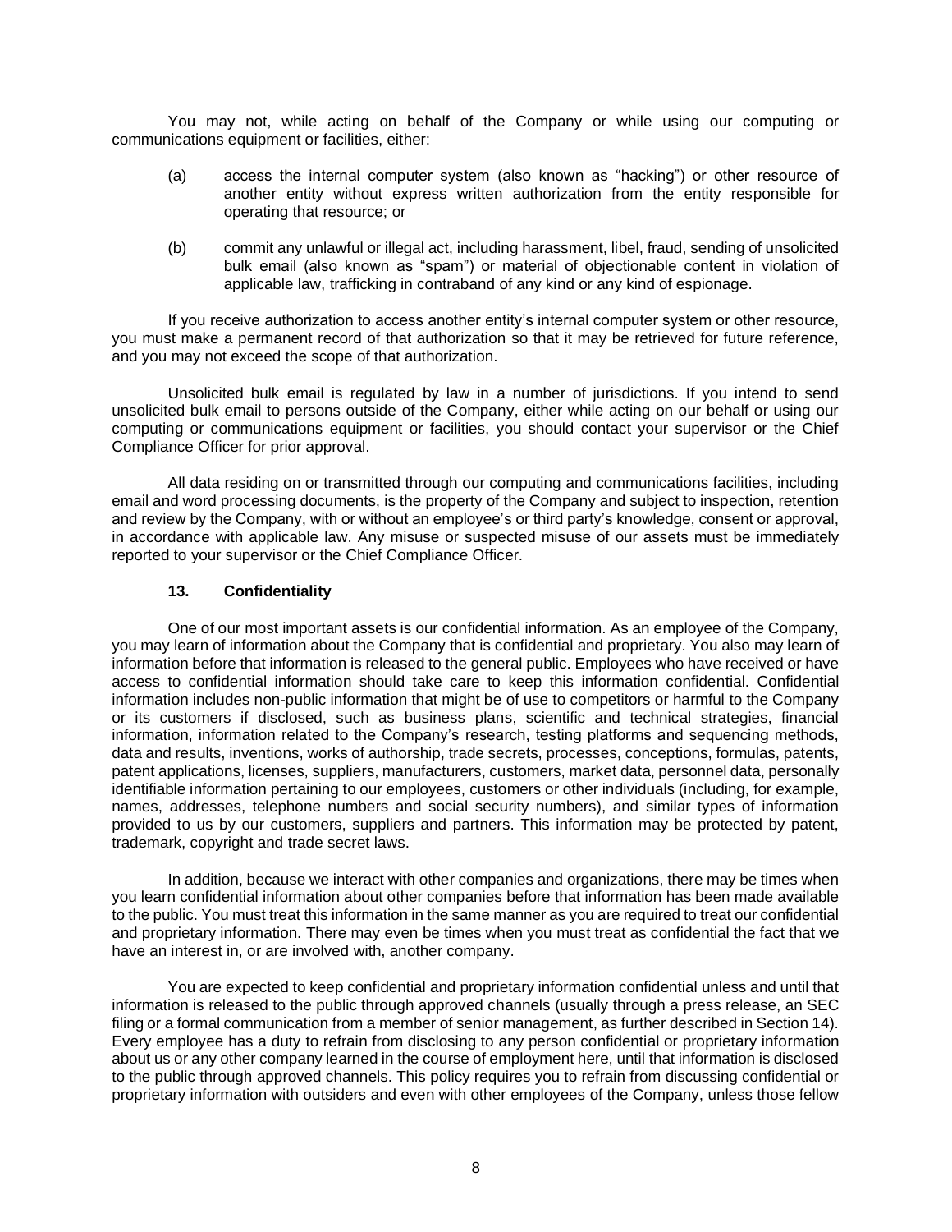You may not, while acting on behalf of the Company or while using our computing or communications equipment or facilities, either:

(a) access the internal computer system (also known as "hacking") or other resource of another entity without express written authorization from the entity responsible for operating that resource; or

(b) commit any unlawful or illegal act, including harassment, libel, fraud, sending of unsolicited bulk email (also known as "spam") or material of objectionable content in violation of applicable law, trafficking in contraband of any kind or any kind of espionage.

If you receive authorization to access another entity's internal computer system or other resource, you must make a permanent record of that authorization so that it may be retrieved for future reference, and you may not exceed the scope of that authorization.

Unsolicited bulk email is regulated by law in a number of jurisdictions. If you intend to send unsolicited bulk email to persons outside of the Company, either while acting on our behalf or using our computing or communications equipment or facilities, you should contact your supervisor or the Chief Compliance Officer for prior approval.

All data residing on or transmitted through our computing and communications facilities, including email and word processing documents, is the property of the Company and subject to inspection, retention and review by the Company, with or without an employee's or third party's knowledge, consent or approval, in accordance with applicable law. Any misuse or suspected misuse of our assets must be immediately reported to your supervisor or the Chief Compliance Officer.

### 13. Confidentiality

One of our most important assets is our confidential information. As an employee of the Company, you may learn of information about the Company that is confidential and proprietary. You also may learn of information before that information is released to the general public. Employees who have received or have access to confidential information should take care to keep this information confidential. Confidential information includes non-public information that might be of use to competitors or harmful to the Company or its customers if disclosed, such as business plans, scientific and technical strategies, financial information, information related to the Company's research, testing platforms and sequencing methods, data and results, inventions, works of authorship, trade secrets, processes, conceptions, formulas, patents, patent applications, licenses, suppliers, manufacturers, customers, market data, personnel data, personally identifiable information pertaining to our employees, customers or other individuals (including, for example, names, addresses, telephone numbers and social security numbers), and similar types of information provided to us by our customers, suppliers and partners. This information may be protected by patent, trademark, copyright and trade secret laws.

In addition, because we interact with other companies and organizations, there may be times when you learn confidential information about other companies before that information has been made available to the public. You must treat this information in the same manner as you are required to treat our confidential and proprietary information. There may even be times when you must treat as confidential the fact that we have an interest in, or are involved with, another company.

You are expected to keep confidential and proprietary information confidential unless and until that information is released to the public through approved channels (usually through a press release, an SEC filing or a formal communication from a member of senior management, as further described in Section 14). Every employee has a duty to refrain from disclosing to any person confidential or proprietary information about us or any other company learned in the course of employment here, until that information is disclosed to the public through approved channels. This policy requires you to refrain from discussing confidential or proprietary information with outsiders and even with other employees of the Company, unless those fellow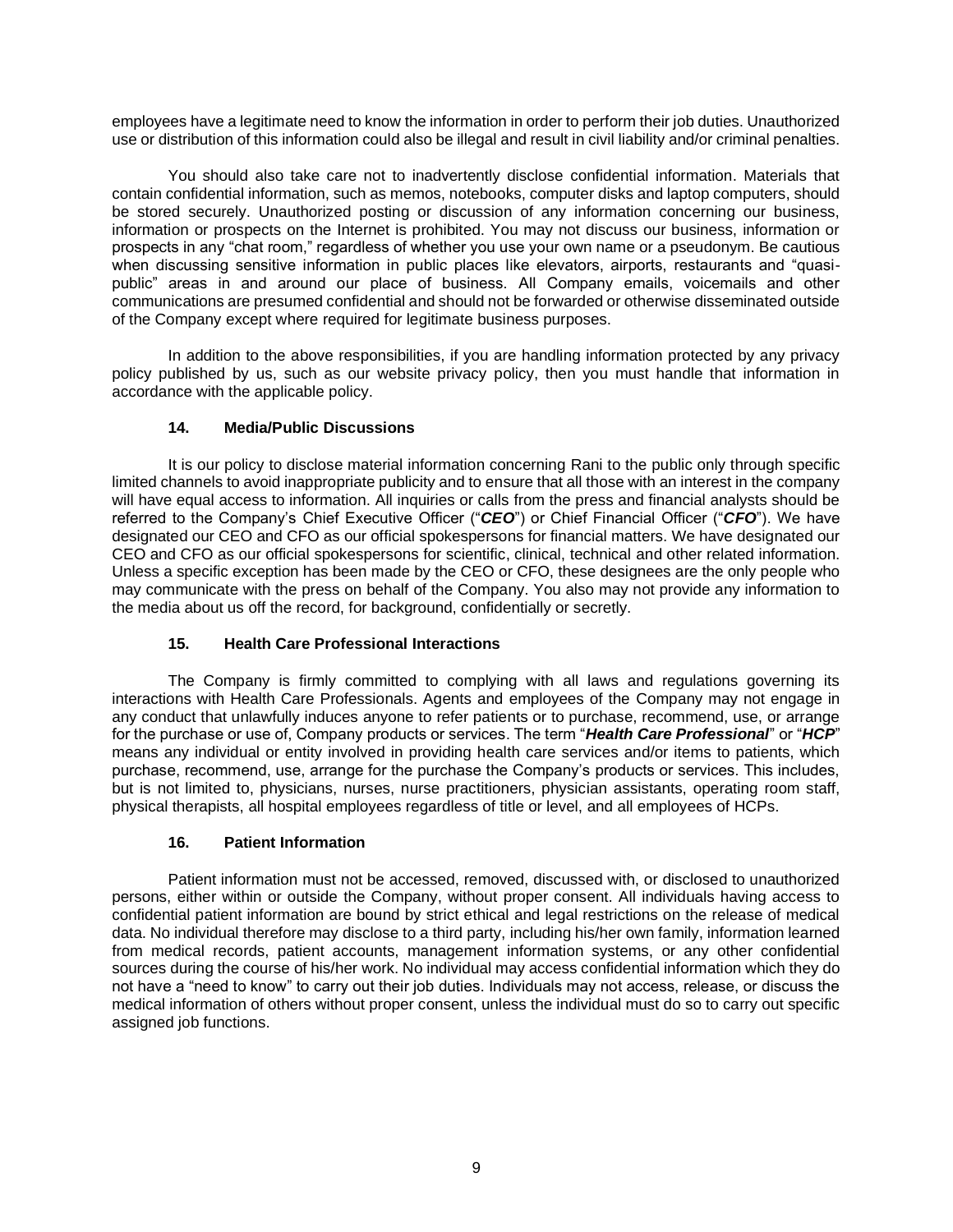employees have a legitimate need to know the information in order to perform their job duties. Unauthorized use or distribution of this information could also be illegal and result in civil liability and/or criminal penalties.

You should also take care not to inadvertently disclose confidential information. Materials that contain confidential information, such as memos, notebooks, computer disks and laptop computers, should be stored securely. Unauthorized posting or discussion of any information concerning our business, information or prospects on the Internet is prohibited. You may not discuss our business, information or prospects in any "chat room," regardless of whether you use your own name or a pseudonym. Be cautious when discussing sensitive information in public places like elevators, airports, restaurants and "quasi-public" areas in and around our place of business. All Company emails, voicemails and other communications are presumed confidential and should not be forwarded or otherwise disseminated outside of the Company except where required for legitimate business purposes.

In addition to the above responsibilities, if you are handling information protected by any privacy policy published by us, such as our website privacy policy, then you must handle that information in accordance with the applicable policy.

### 14. Media/Public Discussions

It is our policy to disclose material information concerning Rani to the public only through specific limited channels to avoid inappropriate publicity and to ensure that all those with an interest in the company will have equal access to information. All inquiries or calls from the press and financial analysts should be referred to the Company's Chief Executive Officer ("***CEO***") or Chief Financial Officer ("***CFO***"). We have designated our CEO and CFO as our official spokespersons for financial matters. We have designated our CEO and CFO as our official spokespersons for scientific, clinical, technical and other related information. Unless a specific exception has been made by the CEO or CFO, these designees are the only people who may communicate with the press on behalf of the Company. You also may not provide any information to the media about us off the record, for background, confidentially or secretly.

### 15. Health Care Professional Interactions

The Company is firmly committed to complying with all laws and regulations governing its interactions with Health Care Professionals. Agents and employees of the Company may not engage in any conduct that unlawfully induces anyone to refer patients or to purchase, recommend, use, or arrange for the purchase or use of, Company products or services. The term "***Health Care Professional***" or "***HCP***" means any individual or entity involved in providing health care services and/or items to patients, which purchase, recommend, use, arrange for the purchase the Company's products or services. This includes, but is not limited to, physicians, nurses, nurse practitioners, physician assistants, operating room staff, physical therapists, all hospital employees regardless of title or level, and all employees of HCPs.

### 16. Patient Information

Patient information must not be accessed, removed, discussed with, or disclosed to unauthorized persons, either within or outside the Company, without proper consent. All individuals having access to confidential patient information are bound by strict ethical and legal restrictions on the release of medical data. No individual therefore may disclose to a third party, including his/her own family, information learned from medical records, patient accounts, management information systems, or any other confidential sources during the course of his/her work. No individual may access confidential information which they do not have a "need to know" to carry out their job duties. Individuals may not access, release, or discuss the medical information of others without proper consent, unless the individual must do so to carry out specific assigned job functions.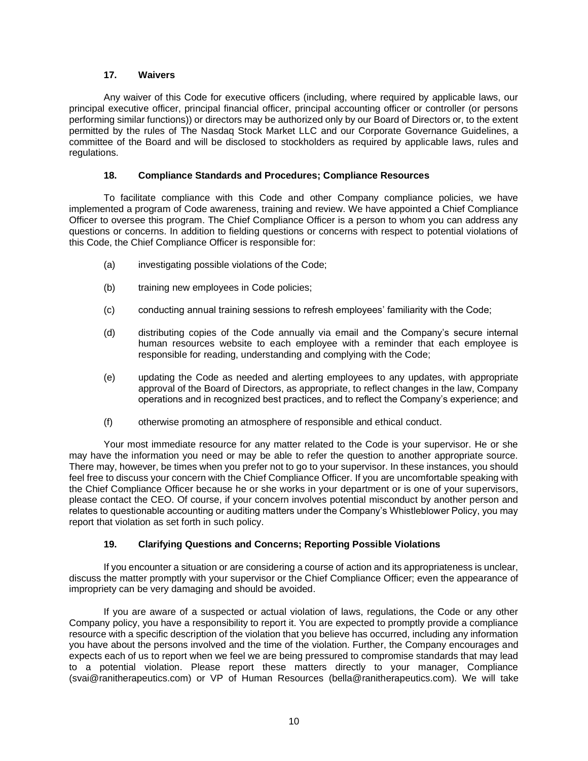### 17. Waivers

Any waiver of this Code for executive officers (including, where required by applicable laws, our principal executive officer, principal financial officer, principal accounting officer or controller (or persons performing similar functions)) or directors may be authorized only by our Board of Directors or, to the extent permitted by the rules of The Nasdaq Stock Market LLC and our Corporate Governance Guidelines, a committee of the Board and will be disclosed to stockholders as required by applicable laws, rules and regulations.

### 18. Compliance Standards and Procedures; Compliance Resources

To facilitate compliance with this Code and other Company compliance policies, we have implemented a program of Code awareness, training and review. We have appointed a Chief Compliance Officer to oversee this program. The Chief Compliance Officer is a person to whom you can address any questions or concerns. In addition to fielding questions or concerns with respect to potential violations of this Code, the Chief Compliance Officer is responsible for:

(a) investigating possible violations of the Code;

(b) training new employees in Code policies;

(c) conducting annual training sessions to refresh employees' familiarity with the Code;

(d) distributing copies of the Code annually via email and the Company's secure internal human resources website to each employee with a reminder that each employee is responsible for reading, understanding and complying with the Code;

(e) updating the Code as needed and alerting employees to any updates, with appropriate approval of the Board of Directors, as appropriate, to reflect changes in the law, Company operations and in recognized best practices, and to reflect the Company's experience; and

(f) otherwise promoting an atmosphere of responsible and ethical conduct.

Your most immediate resource for any matter related to the Code is your supervisor. He or she may have the information you need or may be able to refer the question to another appropriate source. There may, however, be times when you prefer not to go to your supervisor. In these instances, you should feel free to discuss your concern with the Chief Compliance Officer. If you are uncomfortable speaking with the Chief Compliance Officer because he or she works in your department or is one of your supervisors, please contact the CEO. Of course, if your concern involves potential misconduct by another person and relates to questionable accounting or auditing matters under the Company's Whistleblower Policy, you may report that violation as set forth in such policy.

### 19. Clarifying Questions and Concerns; Reporting Possible Violations

If you encounter a situation or are considering a course of action and its appropriateness is unclear, discuss the matter promptly with your supervisor or the Chief Compliance Officer; even the appearance of impropriety can be very damaging and should be avoided.

If you are aware of a suspected or actual violation of laws, regulations, the Code or any other Company policy, you have a responsibility to report it. You are expected to promptly provide a compliance resource with a specific description of the violation that you believe has occurred, including any information you have about the persons involved and the time of the violation. Further, the Company encourages and expects each of us to report when we feel we are being pressured to compromise standards that may lead to a potential violation. Please report these matters directly to your manager, Compliance (svai@ranitherapeutics.com) or VP of Human Resources (bella@ranitherapeutics.com). We will take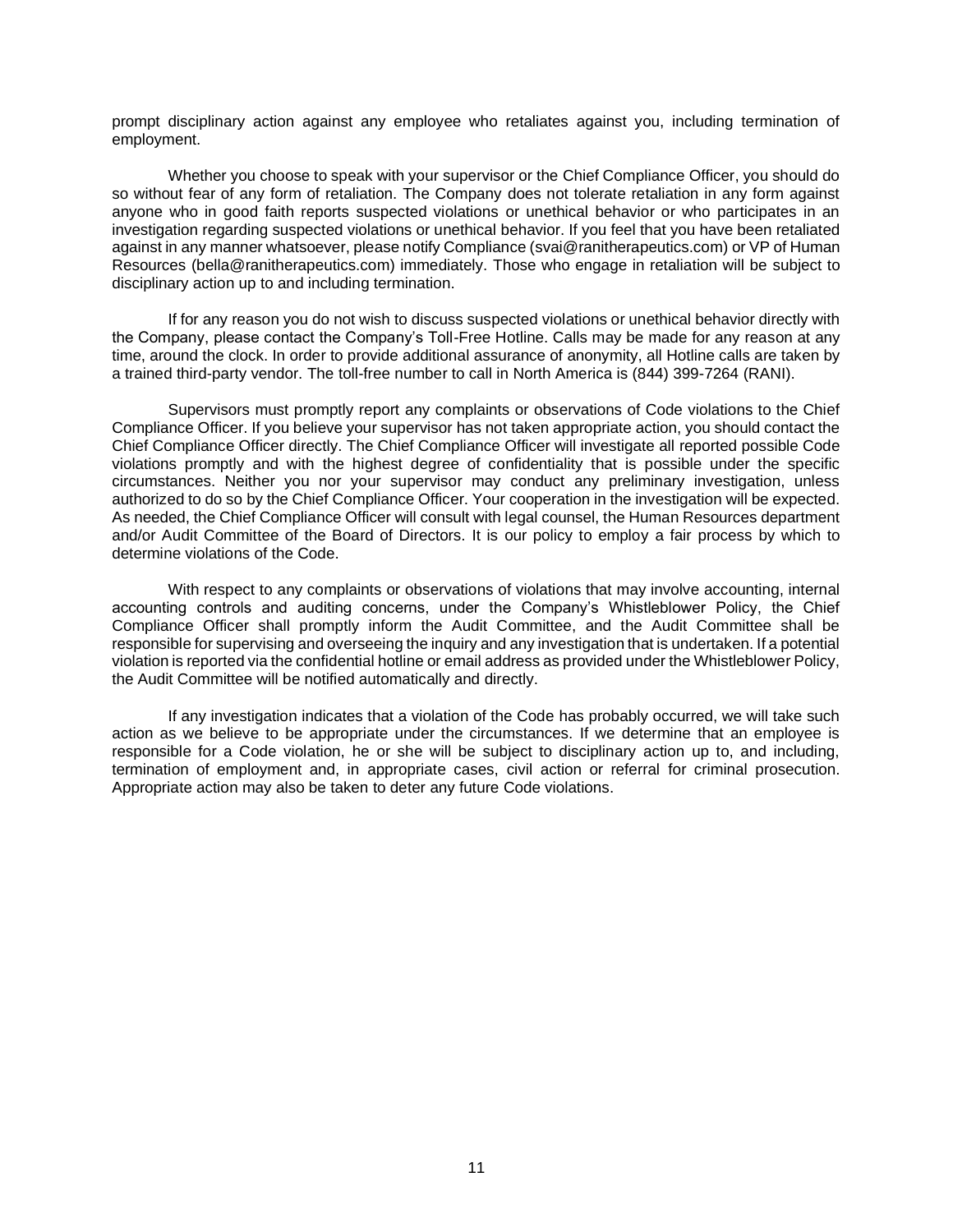prompt disciplinary action against any employee who retaliates against you, including termination of employment.

Whether you choose to speak with your supervisor or the Chief Compliance Officer, you should do so without fear of any form of retaliation. The Company does not tolerate retaliation in any form against anyone who in good faith reports suspected violations or unethical behavior or who participates in an investigation regarding suspected violations or unethical behavior. If you feel that you have been retaliated against in any manner whatsoever, please notify Compliance (svai@ranitherapeutics.com) or VP of Human Resources (bella@ranitherapeutics.com) immediately. Those who engage in retaliation will be subject to disciplinary action up to and including termination.

If for any reason you do not wish to discuss suspected violations or unethical behavior directly with the Company, please contact the Company's Toll-Free Hotline. Calls may be made for any reason at any time, around the clock. In order to provide additional assurance of anonymity, all Hotline calls are taken by a trained third-party vendor. The toll-free number to call in North America is (844) 399-7264 (RANI).

Supervisors must promptly report any complaints or observations of Code violations to the Chief Compliance Officer. If you believe your supervisor has not taken appropriate action, you should contact the Chief Compliance Officer directly. The Chief Compliance Officer will investigate all reported possible Code violations promptly and with the highest degree of confidentiality that is possible under the specific circumstances. Neither you nor your supervisor may conduct any preliminary investigation, unless authorized to do so by the Chief Compliance Officer. Your cooperation in the investigation will be expected. As needed, the Chief Compliance Officer will consult with legal counsel, the Human Resources department and/or Audit Committee of the Board of Directors. It is our policy to employ a fair process by which to determine violations of the Code.

With respect to any complaints or observations of violations that may involve accounting, internal accounting controls and auditing concerns, under the Company's Whistleblower Policy, the Chief Compliance Officer shall promptly inform the Audit Committee, and the Audit Committee shall be responsible for supervising and overseeing the inquiry and any investigation that is undertaken. If a potential violation is reported via the confidential hotline or email address as provided under the Whistleblower Policy, the Audit Committee will be notified automatically and directly.

If any investigation indicates that a violation of the Code has probably occurred, we will take such action as we believe to be appropriate under the circumstances. If we determine that an employee is responsible for a Code violation, he or she will be subject to disciplinary action up to, and including, termination of employment and, in appropriate cases, civil action or referral for criminal prosecution. Appropriate action may also be taken to deter any future Code violations.